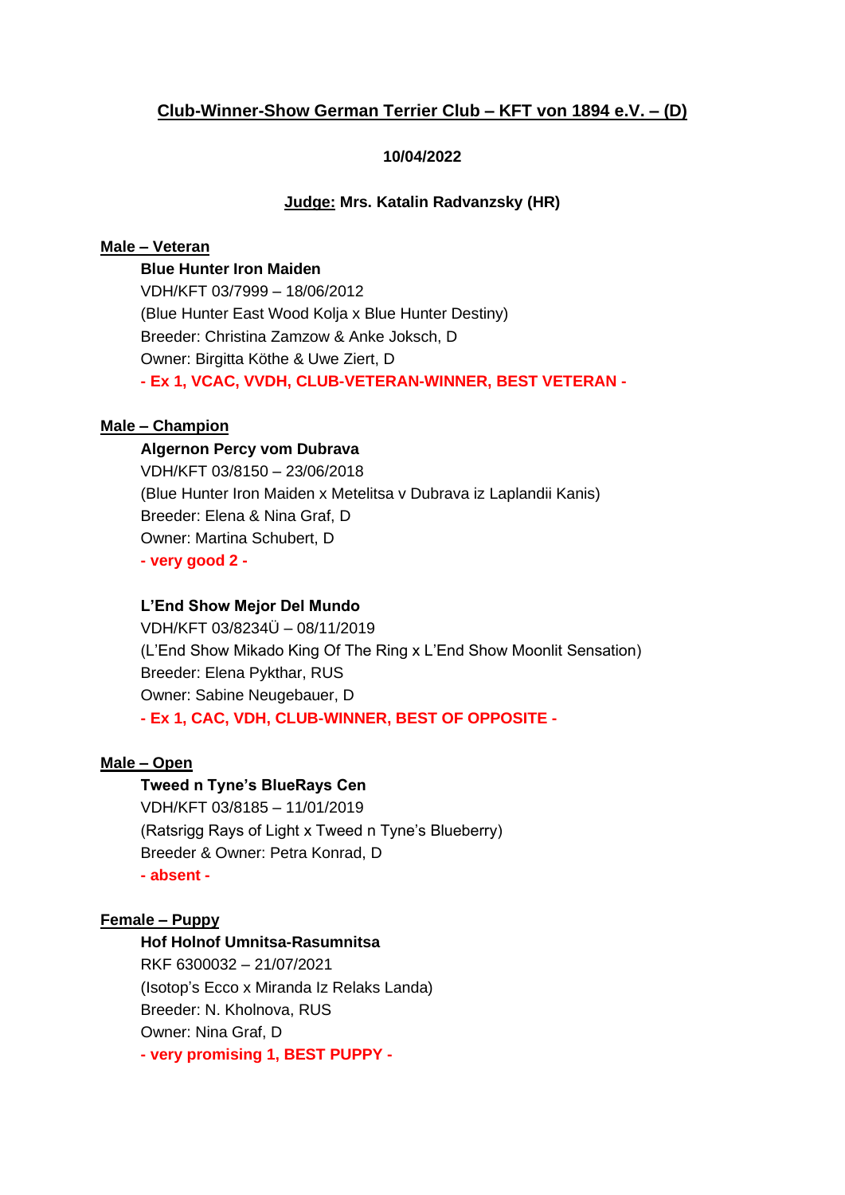## Club-Winner-Show German Terrier Club – KFT von 1894 e.V. – (D)

**10/04/2022**

**Judge: Mrs. Katalin Radvanzsky (HR)**

### Male – Veteran

**Blue Hunter Iron Maiden**
VDH/KFT 03/7999 – 18/06/2012
(Blue Hunter East Wood Kolja x Blue Hunter Destiny)
Breeder: Christina Zamzow & Anke Joksch, D
Owner: Birgitta Köthe & Uwe Ziert, D
**- Ex 1, VCAC, VVDH, CLUB-VETERAN-WINNER, BEST VETERAN -**

### Male – Champion

**Algernon Percy vom Dubrava**
VDH/KFT 03/8150 – 23/06/2018
(Blue Hunter Iron Maiden x Metelitsa v Dubrava iz Laplandii Kanis)
Breeder: Elena & Nina Graf, D
Owner: Martina Schubert, D
**- very good 2 -**

**L'End Show Mejor Del Mundo**
VDH/KFT 03/8234Ü – 08/11/2019
(L'End Show Mikado King Of The Ring x L'End Show Moonlit Sensation)
Breeder: Elena Pykthar, RUS
Owner: Sabine Neugebauer, D
**- Ex 1, CAC, VDH, CLUB-WINNER, BEST OF OPPOSITE -**

### Male – Open

**Tweed n Tyne's BlueRays Cen**
VDH/KFT 03/8185 – 11/01/2019
(Ratsrigg Rays of Light x Tweed n Tyne's Blueberry)
Breeder & Owner: Petra Konrad, D
**- absent -**

### Female – Puppy

**Hof Holnof Umnitsa-Rasumnitsa**
RKF 6300032 – 21/07/2021
(Isotop's Ecco x Miranda Iz Relaks Landa)
Breeder: N. Kholnova, RUS
Owner: Nina Graf, D
**- very promising 1, BEST PUPPY -**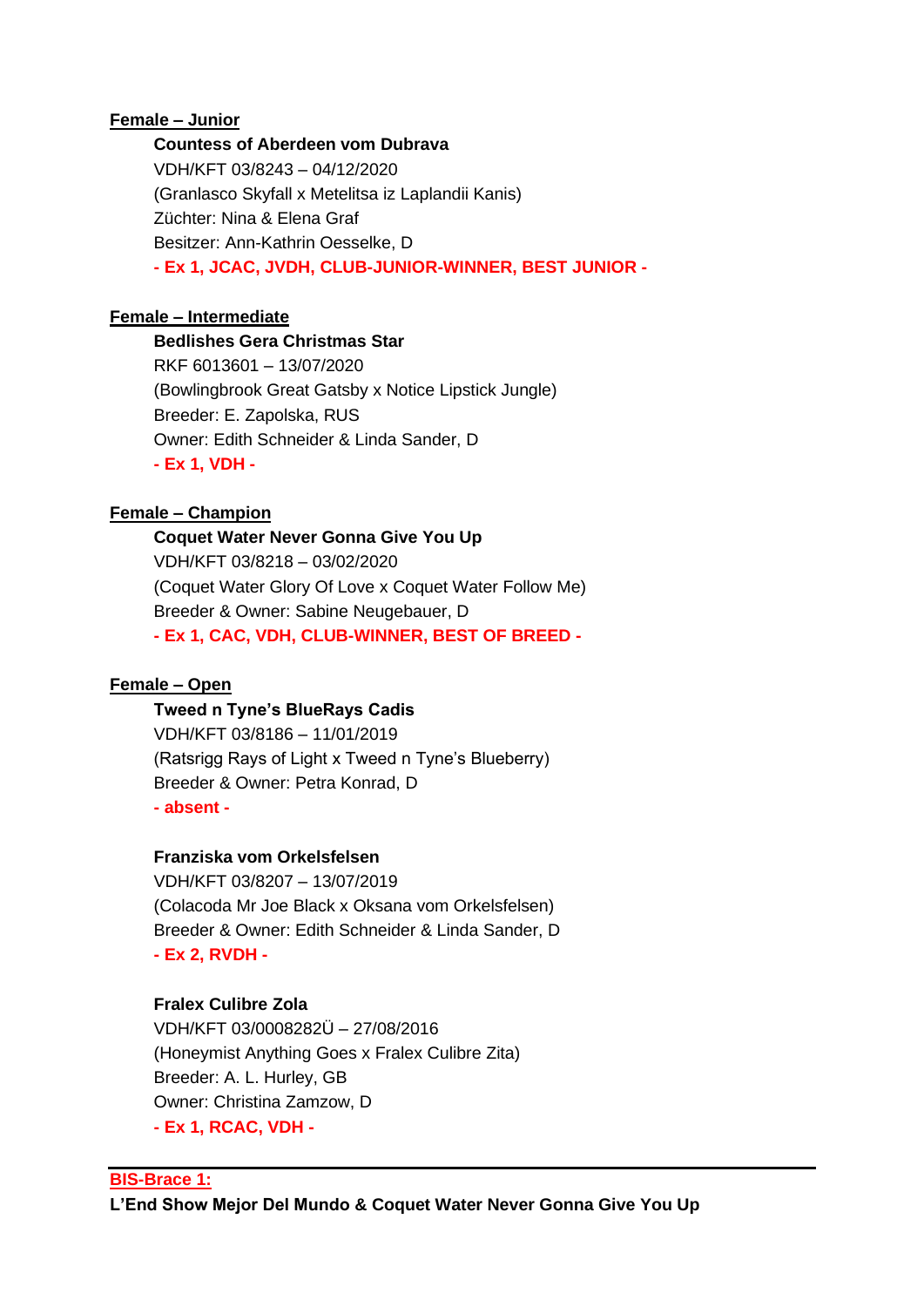**Female – Junior**

**Countess of Aberdeen vom Dubrava**
VDH/KFT 03/8243 – 04/12/2020
(Granlasco Skyfall x Metelitsa iz Laplandii Kanis)
Züchter: Nina & Elena Graf
Besitzer: Ann-Kathrin Oesselke, D
**- Ex 1, JCAC, JVDH, CLUB-JUNIOR-WINNER, BEST JUNIOR -**

**Female – Intermediate**

**Bedlishes Gera Christmas Star**
RKF 6013601 – 13/07/2020
(Bowlingbrook Great Gatsby x Notice Lipstick Jungle)
Breeder: E. Zapolska, RUS
Owner: Edith Schneider & Linda Sander, D
**- Ex 1, VDH -**

**Female – Champion**

**Coquet Water Never Gonna Give You Up**
VDH/KFT 03/8218 – 03/02/2020
(Coquet Water Glory Of Love x Coquet Water Follow Me)
Breeder & Owner: Sabine Neugebauer, D
**- Ex 1, CAC, VDH, CLUB-WINNER, BEST OF BREED -**

**Female – Open**

**Tweed n Tyne's BlueRays Cadis**
VDH/KFT 03/8186 – 11/01/2019
(Ratsrigg Rays of Light x Tweed n Tyne's Blueberry)
Breeder & Owner: Petra Konrad, D
**- absent -**

**Franziska vom Orkelsfelsen**
VDH/KFT 03/8207 – 13/07/2019
(Colacoda Mr Joe Black x Oksana vom Orkelsfelsen)
Breeder & Owner: Edith Schneider & Linda Sander, D
**- Ex 2, RVDH -**

**Fralex Culibre Zola**
VDH/KFT 03/0008282Ü – 27/08/2016
(Honeymist Anything Goes x Fralex Culibre Zita)
Breeder: A. L. Hurley, GB
Owner: Christina Zamzow, D
**- Ex 1, RCAC, VDH -**

---

**BIS-Brace 1:**
**L'End Show Mejor Del Mundo & Coquet Water Never Gonna Give You Up**